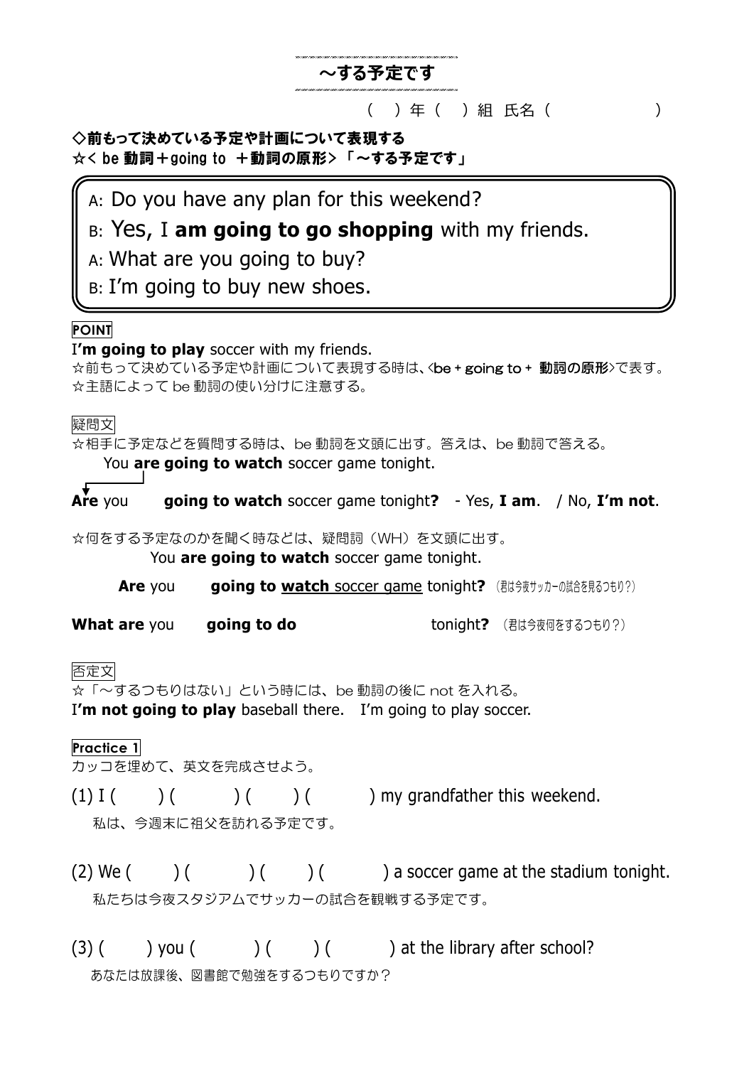# ～する予定です

（　）年（　）組 氏名（　　　　　　）

**◇前もって決めている予定や計画について表現する**
**☆< be 動詞＋going to ＋動詞の原形>「～する予定です」**

> A: Do you have any plan for this weekend?
> B: Yes, I **am going to go shopping** with my friends.
> A: What are you going to buy?
> B: I'm going to buy new shoes.

**POINT**

I**'m going to play** soccer with my friends.
☆前もって決めている予定や計画について表現する時は、<**be + going to + 動詞の原形**>で表す。
☆主語によって be 動詞の使い分けに注意する。

疑問文

☆相手に予定などを質問する時は、be 動詞を文頭に出す。答えは、be 動詞で答える。

You **are going to watch** soccer game tonight.

**Are** you **going to watch** soccer game tonight**?** - Yes, **I am**. / No, **I'm not**.

☆何をする予定なのかを聞く時などは、疑問詞（WH）を文頭に出す。

You **are going to watch** soccer game tonight.

**Are** you **going to watch soccer game** tonight**?** （君は今夜サッカーの試合を見るつもり？）

**What are** you **going to do** tonight**?** （君は今夜何をするつもり？）

否定文

☆「～するつもりはない」という時には、be 動詞の後に not を入れる。
I**'m not going to play** baseball there. I'm going to play soccer.

**Practice 1**

カッコを埋めて、英文を完成させよう。

(1) I (　　) (　　) (　　) (　　) my grandfather this weekend.
私は、今週末に祖父を訪れる予定です。

(2) We (　　) (　　) (　　) (　　) a soccer game at the stadium tonight.
私たちは今夜スタジアムでサッカーの試合を観戦する予定です。

(3) (　　) you (　　) (　　) (　　) at the library after school?
あなたは放課後、図書館で勉強をするつもりですか？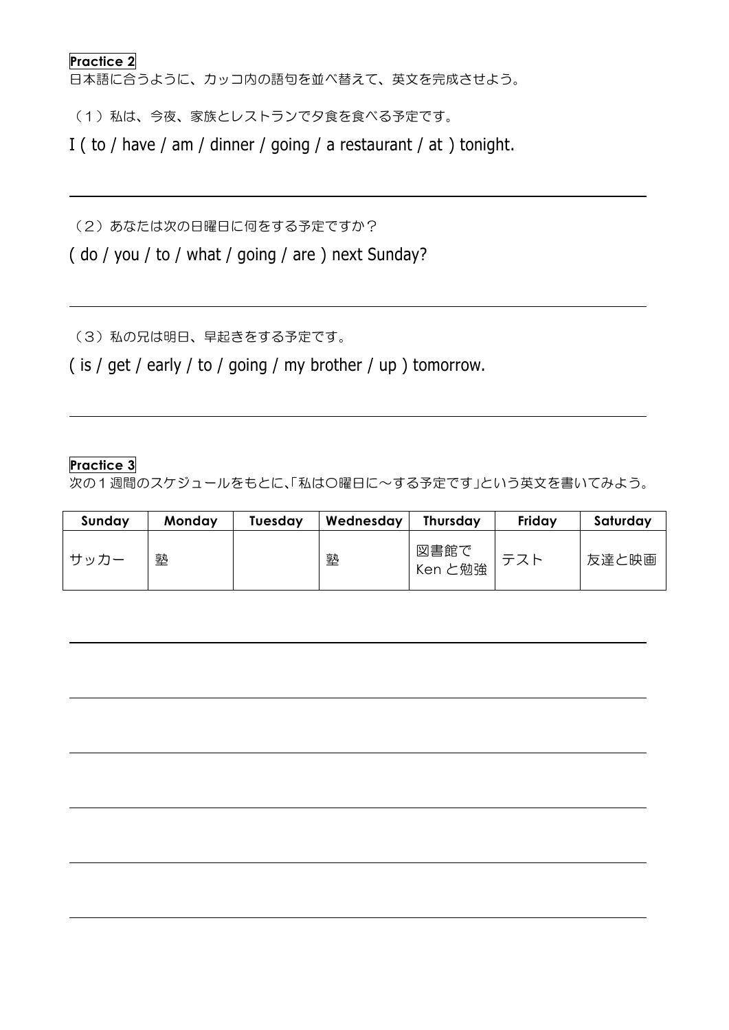**Practice 2**

日本語に合うように、カッコ内の語句を並べ替えて、英文を完成させよう。

（1）私は、今夜、家族とレストランで夕食を食べる予定です。

I ( to / have / am / dinner / going / a restaurant / at ) tonight.

（2）あなたは次の日曜日に何をする予定ですか？

( do / you / to / what / going / are ) next Sunday?

（3）私の兄は明日、早起きをする予定です。

( is / get / early / to / going / my brother / up ) tomorrow.

**Practice 3**

次の１週間のスケジュールをもとに､｢私は○曜日に～する予定です｣という英文を書いてみよう。

| Sunday | Monday | Tuesday | Wednesday | Thursday | Friday | Saturday |
|---|---|---|---|---|---|---|
| サッカー | 塾 | | 塾 | 図書館で Ken と勉強 | テスト | 友達と映画 |